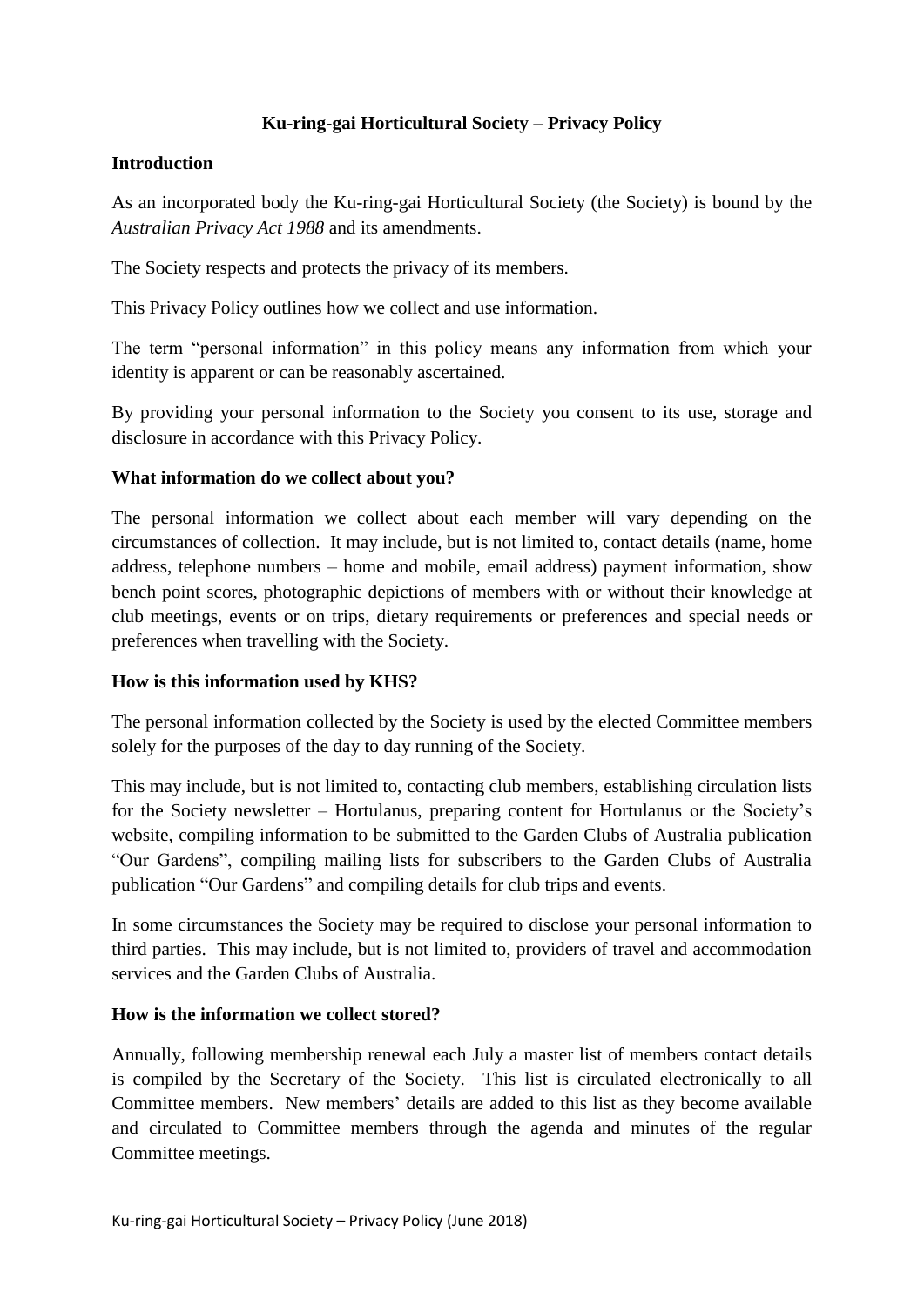# Ku-ring-gai Horticultural Society – Privacy Policy

## Introduction

As an incorporated body the Ku-ring-gai Horticultural Society (the Society) is bound by the *Australian Privacy Act 1988* and its amendments.

The Society respects and protects the privacy of its members.

This Privacy Policy outlines how we collect and use information.

The term "personal information" in this policy means any information from which your identity is apparent or can be reasonably ascertained.

By providing your personal information to the Society you consent to its use, storage and disclosure in accordance with this Privacy Policy.

## What information do we collect about you?

The personal information we collect about each member will vary depending on the circumstances of collection. It may include, but is not limited to, contact details (name, home address, telephone numbers – home and mobile, email address) payment information, show bench point scores, photographic depictions of members with or without their knowledge at club meetings, events or on trips, dietary requirements or preferences and special needs or preferences when travelling with the Society.

## How is this information used by KHS?

The personal information collected by the Society is used by the elected Committee members solely for the purposes of the day to day running of the Society.

This may include, but is not limited to, contacting club members, establishing circulation lists for the Society newsletter – Hortulanus, preparing content for Hortulanus or the Society's website, compiling information to be submitted to the Garden Clubs of Australia publication "Our Gardens", compiling mailing lists for subscribers to the Garden Clubs of Australia publication "Our Gardens" and compiling details for club trips and events.

In some circumstances the Society may be required to disclose your personal information to third parties. This may include, but is not limited to, providers of travel and accommodation services and the Garden Clubs of Australia.

## How is the information we collect stored?

Annually, following membership renewal each July a master list of members contact details is compiled by the Secretary of the Society. This list is circulated electronically to all Committee members. New members' details are added to this list as they become available and circulated to Committee members through the agenda and minutes of the regular Committee meetings.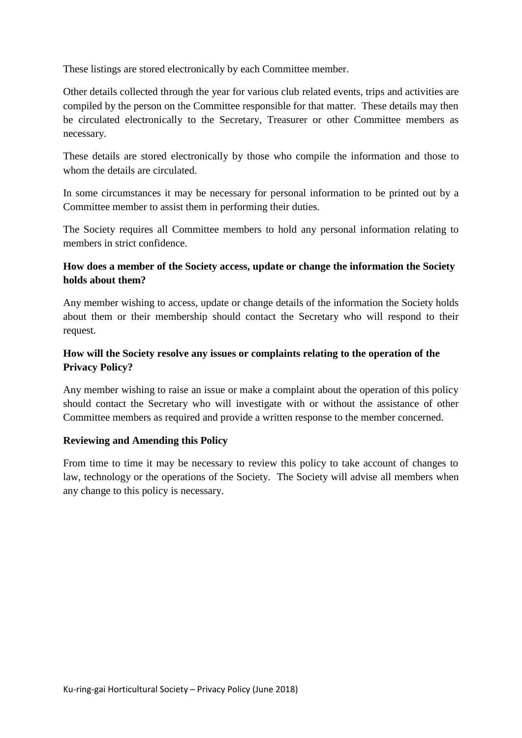These listings are stored electronically by each Committee member.

Other details collected through the year for various club related events, trips and activities are compiled by the person on the Committee responsible for that matter. These details may then be circulated electronically to the Secretary, Treasurer or other Committee members as necessary.

These details are stored electronically by those who compile the information and those to whom the details are circulated.

In some circumstances it may be necessary for personal information to be printed out by a Committee member to assist them in performing their duties.

The Society requires all Committee members to hold any personal information relating to members in strict confidence.

**How does a member of the Society access, update or change the information the Society holds about them?**

Any member wishing to access, update or change details of the information the Society holds about them or their membership should contact the Secretary who will respond to their request.

**How will the Society resolve any issues or complaints relating to the operation of the Privacy Policy?**

Any member wishing to raise an issue or make a complaint about the operation of this policy should contact the Secretary who will investigate with or without the assistance of other Committee members as required and provide a written response to the member concerned.

**Reviewing and Amending this Policy**

From time to time it may be necessary to review this policy to take account of changes to law, technology or the operations of the Society. The Society will advise all members when any change to this policy is necessary.